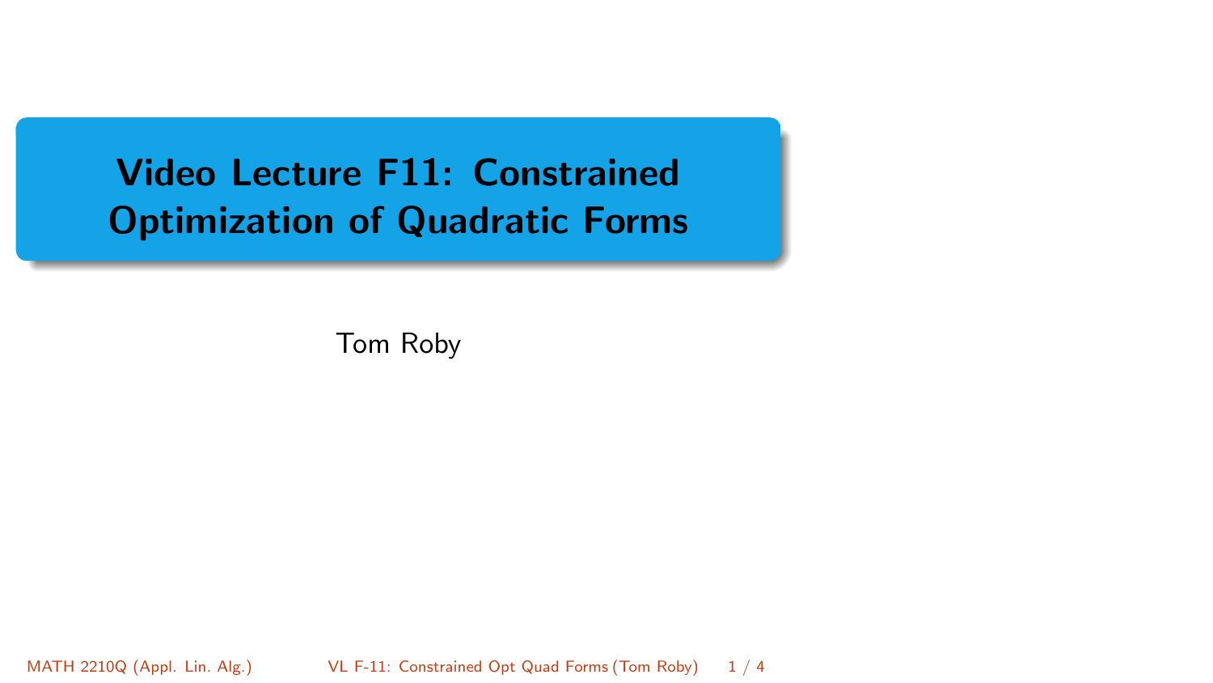# Video Lecture F11: Constrained Optimization of Quadratic Forms

Tom Roby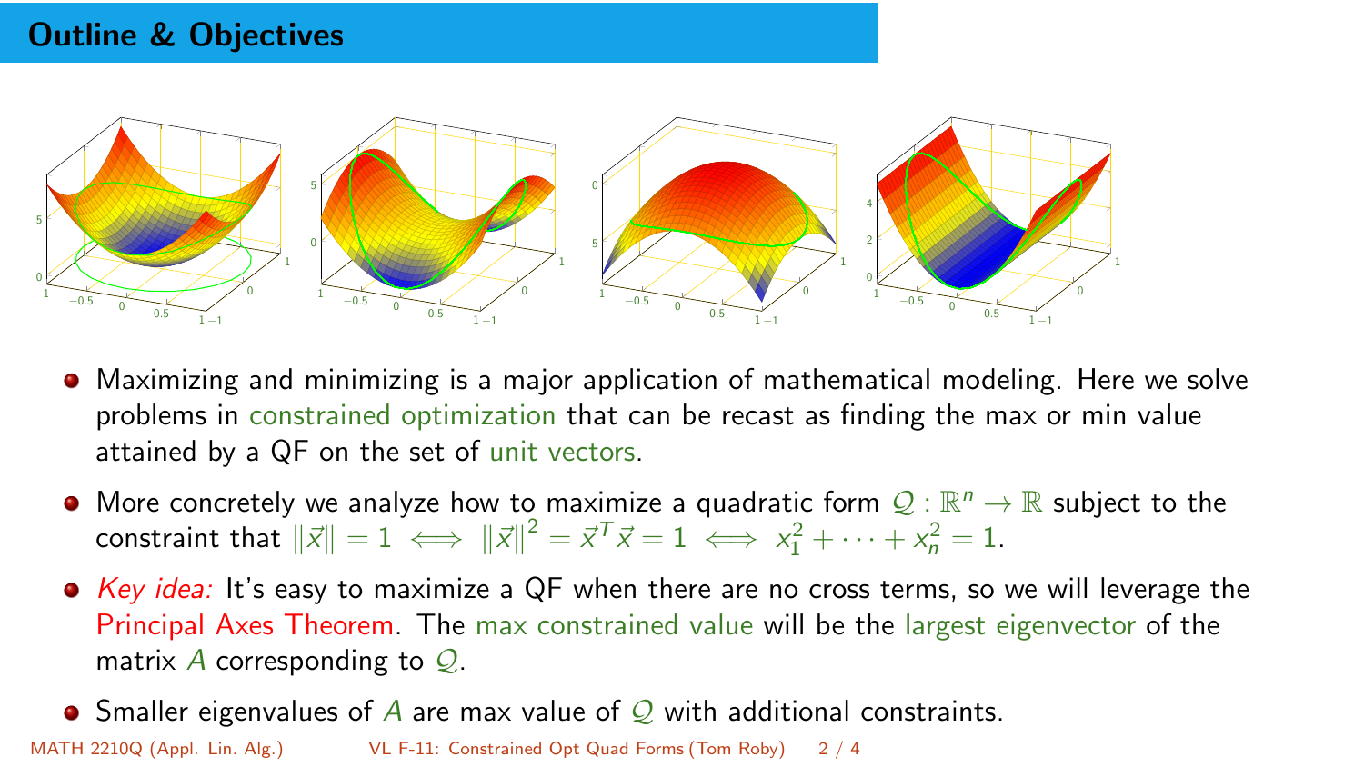## Outline & Objectives

- Maximizing and minimizing is a major application of mathematical modeling. Here we solve problems in constrained optimization that can be recast as finding the max or min value attained by a QF on the set of unit vectors.
- More concretely we analyze how to maximize a quadratic form $\mathcal{Q} : \mathbb{R}^n \to \mathbb{R}$ subject to the constraint that $\|\vec{x}\| = 1 \iff \|\vec{x}\|^2 = \vec{x}^T\vec{x} = 1 \iff x_1^2 + \cdots + x_n^2 = 1$.
- *Key idea:* It's easy to maximize a QF when there are no cross terms, so we will leverage the Principal Axes Theorem. The max constrained value will be the largest eigenvector of the matrix $A$ corresponding to $\mathcal{Q}$.
- Smaller eigenvalues of $A$ are max value of $\mathcal{Q}$ with additional constraints.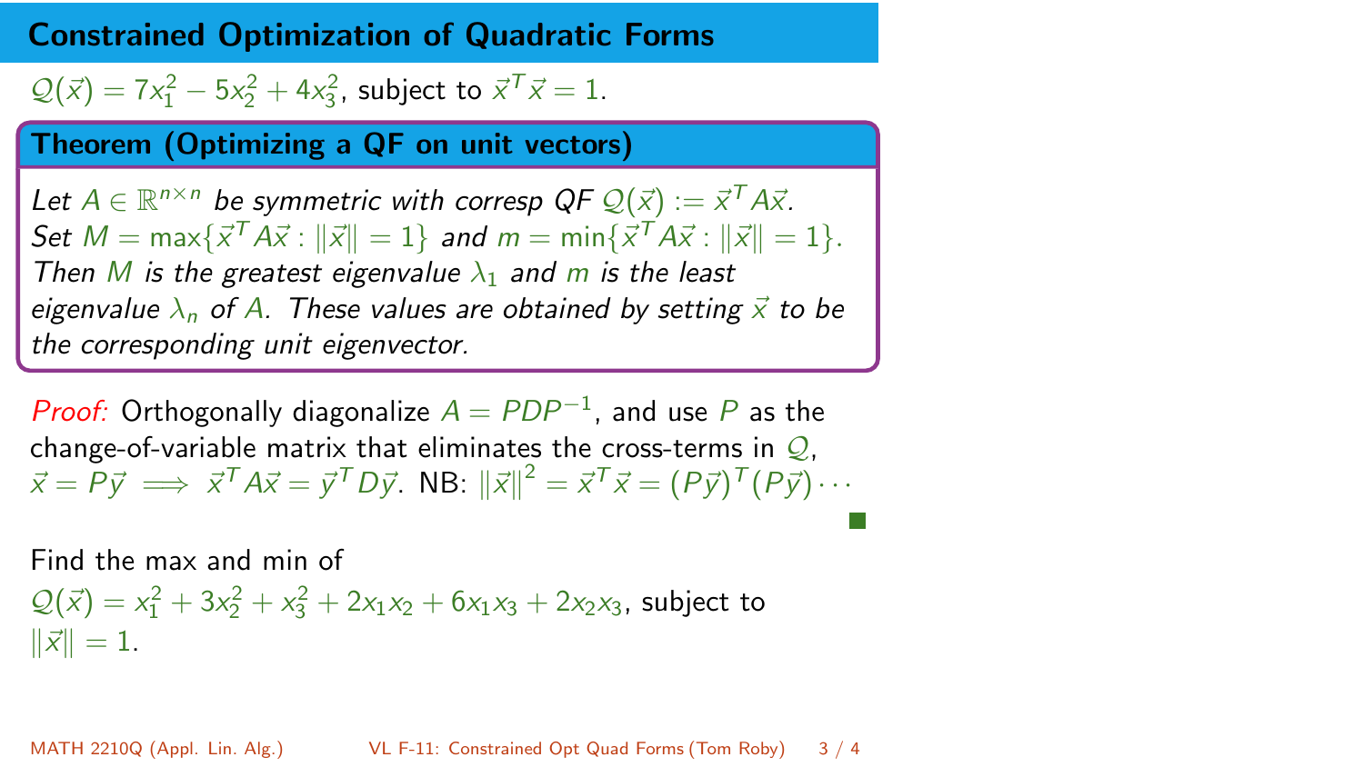## Constrained Optimization of Quadratic Forms

$\mathcal{Q}(\vec{x}) = 7x_1^2 - 5x_2^2 + 4x_3^2$, subject to $\vec{x}^T\vec{x} = 1$.

**Theorem (Optimizing a QF on unit vectors)**

*Let $A \in \mathbb{R}^{n\times n}$ be symmetric with corresp QF $\mathcal{Q}(\vec{x}) := \vec{x}^T A\vec{x}$. Set $M = \max\{\vec{x}^T A\vec{x} : \|\vec{x}\| = 1\}$ and $m = \min\{\vec{x}^T A\vec{x} : \|\vec{x}\| = 1\}$. Then $M$ is the greatest eigenvalue $\lambda_1$ and $m$ is the least eigenvalue $\lambda_n$ of $A$. These values are obtained by setting $\vec{x}$ to be the corresponding unit eigenvector.*

*Proof:* Orthogonally diagonalize $A = PDP^{-1}$, and use $P$ as the change-of-variable matrix that eliminates the cross-terms in $\mathcal{Q}$, $\vec{x} = P\vec{y} \implies \vec{x}^T A\vec{x} = \vec{y}^T D\vec{y}$. NB: $\|\vec{x}\|^2 = \vec{x}^T\vec{x} = (P\vec{y})^T(P\vec{y})\cdots$ ∎

Find the max and min of $\mathcal{Q}(\vec{x}) = x_1^2 + 3x_2^2 + x_3^2 + 2x_1x_2 + 6x_1x_3 + 2x_2x_3$, subject to $\|\vec{x}\| = 1$.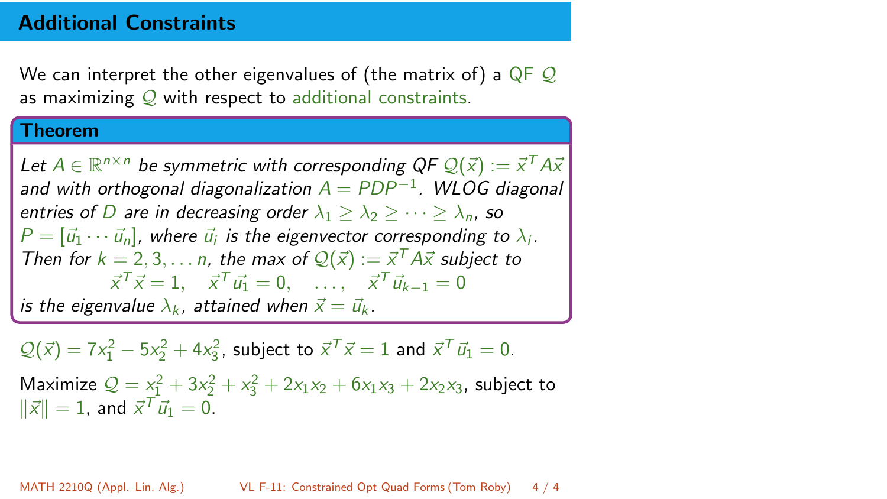## Additional Constraints

We can interpret the other eigenvalues of (the matrix of) a QF $\mathcal{Q}$ as maximizing $\mathcal{Q}$ with respect to additional constraints.

**Theorem**

*Let $A \in \mathbb{R}^{n\times n}$ be symmetric with corresponding QF $\mathcal{Q}(\vec{x}) := \vec{x}^T A\vec{x}$ and with orthogonal diagonalization $A = PDP^{-1}$. WLOG diagonal entries of $D$ are in decreasing order $\lambda_1 \geq \lambda_2 \geq \cdots \geq \lambda_n$, so $P = [\vec{u}_1 \cdots \vec{u}_n]$, where $\vec{u}_i$ is the eigenvector corresponding to $\lambda_i$. Then for $k = 2, 3, \ldots n$, the max of $\mathcal{Q}(\vec{x}) := \vec{x}^T A\vec{x}$ subject to*

$$\vec{x}^T\vec{x} = 1, \quad \vec{x}^T\vec{u}_1 = 0, \quad \ldots, \quad \vec{x}^T\vec{u}_{k-1} = 0$$

*is the eigenvalue $\lambda_k$, attained when $\vec{x} = \vec{u}_k$.*

$\mathcal{Q}(\vec{x}) = 7x_1^2 - 5x_2^2 + 4x_3^2$, subject to $\vec{x}^T\vec{x} = 1$ and $\vec{x}^T\vec{u}_1 = 0$.

Maximize $\mathcal{Q} = x_1^2 + 3x_2^2 + x_3^2 + 2x_1x_2 + 6x_1x_3 + 2x_2x_3$, subject to $\|\vec{x}\| = 1$, and $\vec{x}^T\vec{u}_1 = 0$.